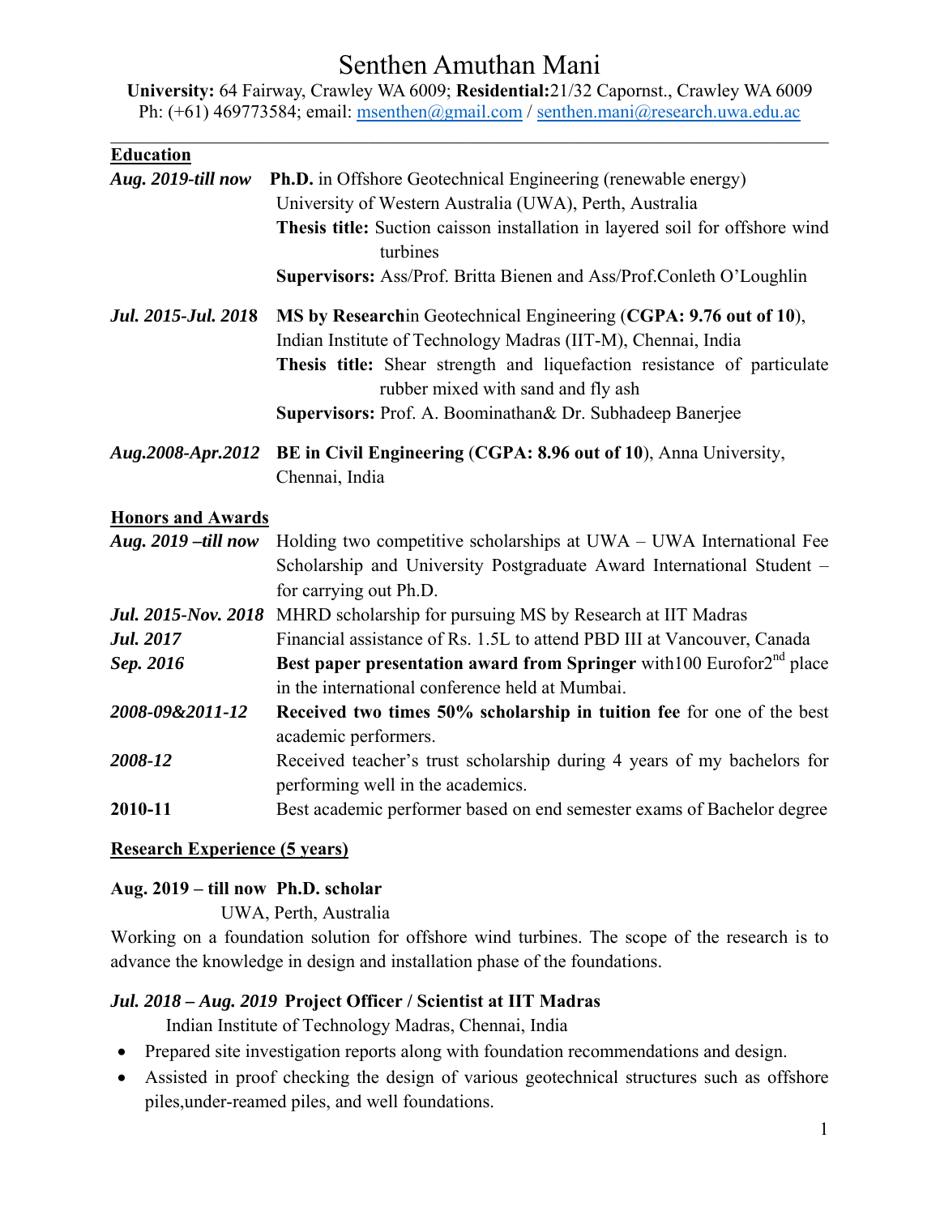# Senthen Amuthan Mani

**University:** 64 Fairway, Crawley WA 6009; **Residential:**21/32 Capornst., Crawley WA 6009
Ph: (+61) 469773584; email: msenthen@gmail.com / senthen.mani@research.uwa.edu.ac

---

## Education

***Aug. 2019-till now*** **Ph.D.** in Offshore Geotechnical Engineering (renewable energy)
University of Western Australia (UWA), Perth, Australia
**Thesis title:** Suction caisson installation in layered soil for offshore wind turbines
**Supervisors:** Ass/Prof. Britta Bienen and Ass/Prof.Conleth O'Loughlin

***Jul. 2015-Jul. 2018*** **MS by Research**in Geotechnical Engineering (**CGPA: 9.76 out of 10**),
Indian Institute of Technology Madras (IIT-M), Chennai, India
**Thesis title:** Shear strength and liquefaction resistance of particulate rubber mixed with sand and fly ash
**Supervisors:** Prof. A. Boominathan& Dr. Subhadeep Banerjee

***Aug.2008-Apr.2012*** **BE in Civil Engineering** (**CGPA: 8.96 out of 10**), Anna University, Chennai, India

## Honors and Awards

***Aug. 2019 –till now*** Holding two competitive scholarships at UWA – UWA International Fee Scholarship and University Postgraduate Award International Student – for carrying out Ph.D.

***Jul. 2015-Nov. 2018*** MHRD scholarship for pursuing MS by Research at IIT Madras

***Jul. 2017*** Financial assistance of Rs. 1.5L to attend PBD III at Vancouver, Canada

***Sep. 2016*** **Best paper presentation award from Springer** with100 Eurofor2nd place in the international conference held at Mumbai.

***2008-09&2011-12*** **Received two times 50% scholarship in tuition fee** for one of the best academic performers.

***2008-12*** Received teacher's trust scholarship during 4 years of my bachelors for performing well in the academics.

**2010-11** Best academic performer based on end semester exams of Bachelor degree

## Research Experience (5 years)

**Aug. 2019 – till now Ph.D. scholar**
UWA, Perth, Australia

Working on a foundation solution for offshore wind turbines. The scope of the research is to advance the knowledge in design and installation phase of the foundations.

***Jul. 2018 – Aug. 2019*** **Project Officer / Scientist at IIT Madras**
Indian Institute of Technology Madras, Chennai, India

- Prepared site investigation reports along with foundation recommendations and design.
- Assisted in proof checking the design of various geotechnical structures such as offshore piles,under-reamed piles, and well foundations.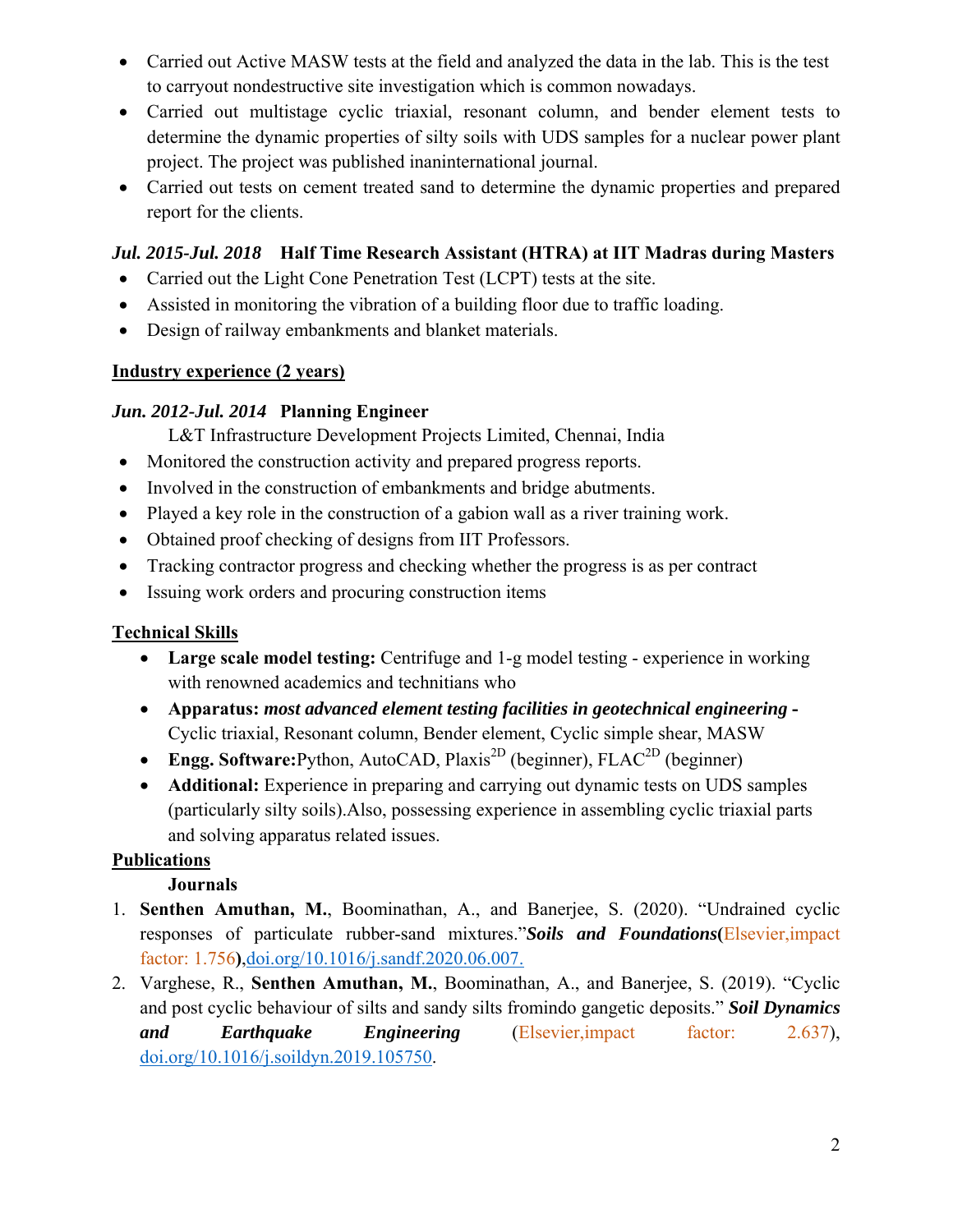- Carried out Active MASW tests at the field and analyzed the data in the lab. This is the test to carryout nondestructive site investigation which is common nowadays.
- Carried out multistage cyclic triaxial, resonant column, and bender element tests to determine the dynamic properties of silty soils with UDS samples for a nuclear power plant project. The project was published inaninternational journal.
- Carried out tests on cement treated sand to determine the dynamic properties and prepared report for the clients.

***Jul. 2015-Jul. 2018*** **Half Time Research Assistant (HTRA) at IIT Madras during Masters**

- Carried out the Light Cone Penetration Test (LCPT) tests at the site.
- Assisted in monitoring the vibration of a building floor due to traffic loading.
- Design of railway embankments and blanket materials.

## Industry experience (2 years)

***Jun. 2012-Jul. 2014*** **Planning Engineer**

L&T Infrastructure Development Projects Limited, Chennai, India

- Monitored the construction activity and prepared progress reports.
- Involved in the construction of embankments and bridge abutments.
- Played a key role in the construction of a gabion wall as a river training work.
- Obtained proof checking of designs from IIT Professors.
- Tracking contractor progress and checking whether the progress is as per contract
- Issuing work orders and procuring construction items

## Technical Skills

- **Large scale model testing:** Centrifuge and 1-g model testing - experience in working with renowned academics and technitians who
- **Apparatus:** ***most advanced element testing facilities in geotechnical engineering -*** Cyclic triaxial, Resonant column, Bender element, Cyclic simple shear, MASW
- **Engg. Software:**Python, AutoCAD, Plaxis$^{2D}$ (beginner), FLAC$^{2D}$ (beginner)
- **Additional:** Experience in preparing and carrying out dynamic tests on UDS samples (particularly silty soils).Also, possessing experience in assembling cyclic triaxial parts and solving apparatus related issues.

## Publications

**Journals**

1. **Senthen Amuthan, M.**, Boominathan, A., and Banerjee, S. (2020). "Undrained cyclic responses of particulate rubber-sand mixtures."***Soils and Foundations*****(**Elsevier,impact factor: 1.756**)**,doi.org/10.1016/j.sandf.2020.06.007.
2. Varghese, R., **Senthen Amuthan, M.**, Boominathan, A., and Banerjee, S. (2019). "Cyclic and post cyclic behaviour of silts and sandy silts fromindo gangetic deposits." ***Soil Dynamics and Earthquake Engineering*** (Elsevier,impact factor: 2.637), doi.org/10.1016/j.soildyn.2019.105750.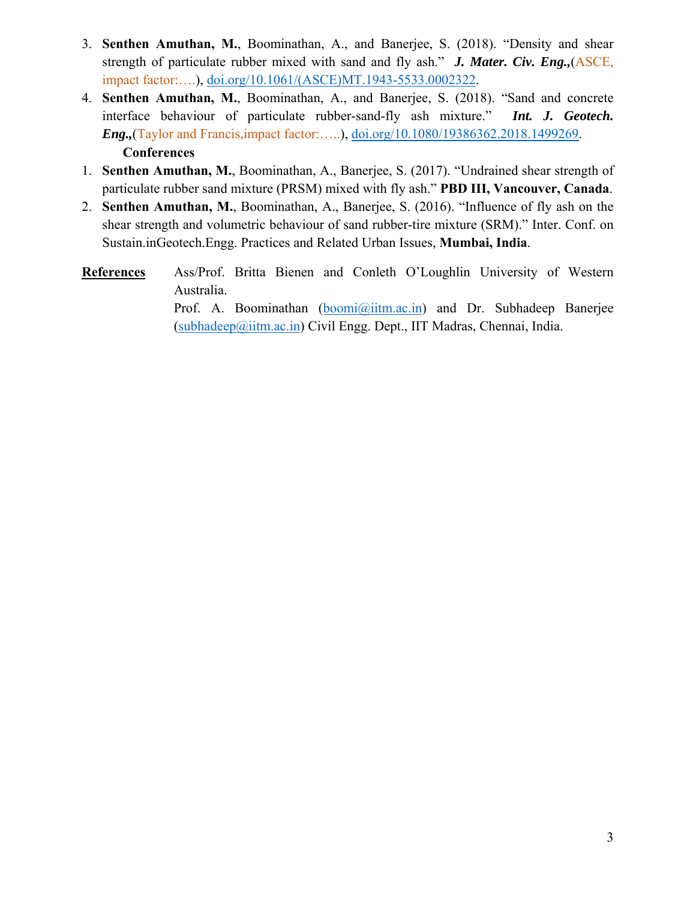3. **Senthen Amuthan, M.**, Boominathan, A., and Banerjee, S. (2018). "Density and shear strength of particulate rubber mixed with sand and fly ash." ***J. Mater. Civ. Eng.,***(ASCE, impact factor:….), doi.org/10.1061/(ASCE)MT.1943-5533.0002322.
4. **Senthen Amuthan, M.**, Boominathan, A., and Banerjee, S. (2018). "Sand and concrete interface behaviour of particulate rubber-sand-fly ash mixture." ***Int. J. Geotech. Eng.,***(Taylor and Francis,impact factor:…..), doi.org/10.1080/19386362.2018.1499269.

**Conferences**

1. **Senthen Amuthan, M.**, Boominathan, A., Banerjee, S. (2017). "Undrained shear strength of particulate rubber sand mixture (PRSM) mixed with fly ash." **PBD III, Vancouver, Canada**.
2. **Senthen Amuthan, M.**, Boominathan, A., Banerjee, S. (2016). "Influence of fly ash on the shear strength and volumetric behaviour of sand rubber-tire mixture (SRM)." Inter. Conf. on Sustain.inGeotech.Engg. Practices and Related Urban Issues, **Mumbai, India**.

**References**

Ass/Prof. Britta Bienen and Conleth O'Loughlin University of Western Australia.

Prof. A. Boominathan (boomi@iitm.ac.in) and Dr. Subhadeep Banerjee (subhadeep@iitm.ac.in) Civil Engg. Dept., IIT Madras, Chennai, India.